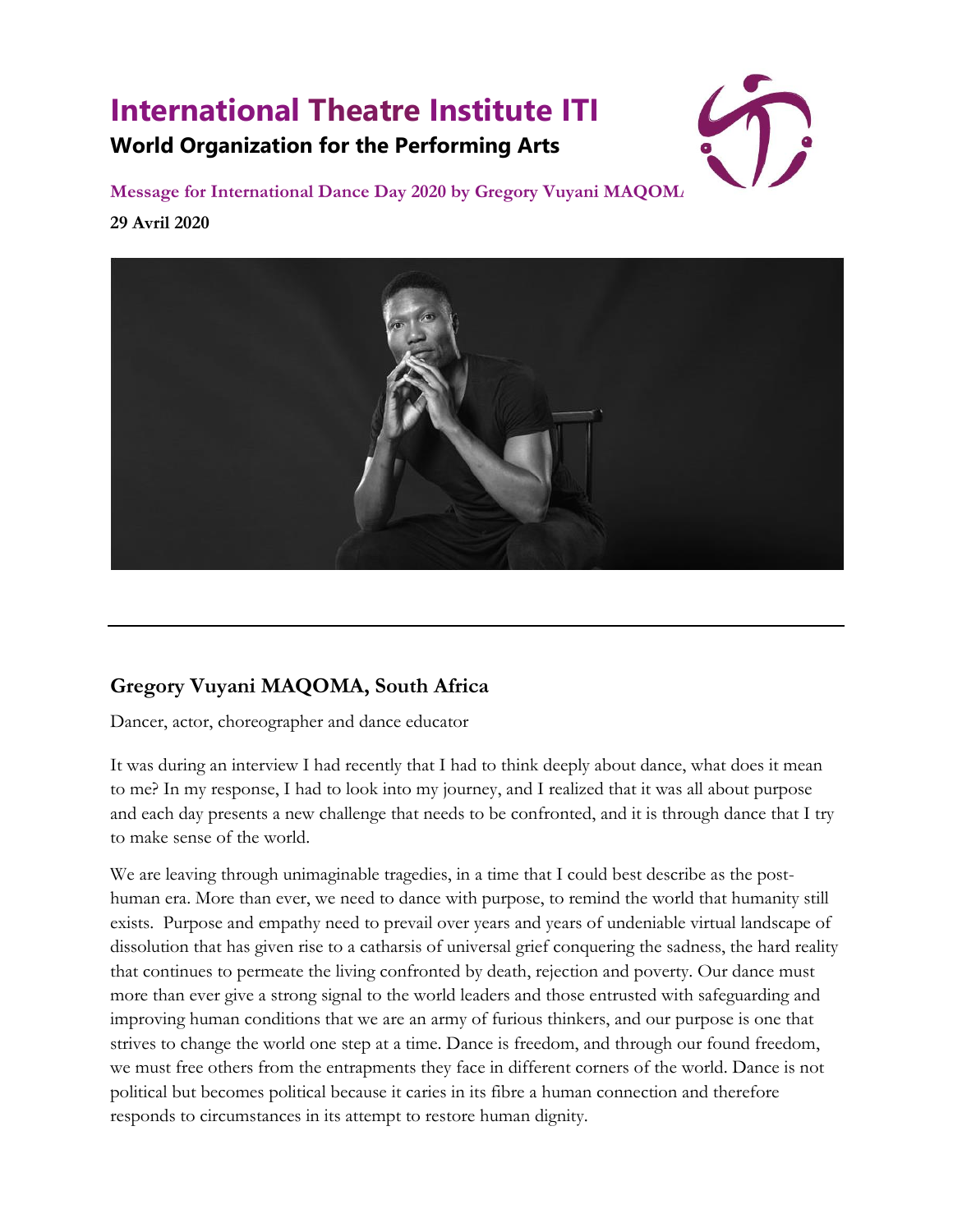# International Theatre Institute ITI

## World Organization for the Performing Arts

**Message for International Dance Day 2020 by Gregory Vuyani MAQOMA**

**29 Avril 2020**

---

### Gregory Vuyani MAQOMA, South Africa

Dancer, actor, choreographer and dance educator

It was during an interview I had recently that I had to think deeply about dance, what does it mean to me? In my response, I had to look into my journey, and I realized that it was all about purpose and each day presents a new challenge that needs to be confronted, and it is through dance that I try to make sense of the world.

We are leaving through unimaginable tragedies, in a time that I could best describe as the post-human era. More than ever, we need to dance with purpose, to remind the world that humanity still exists. Purpose and empathy need to prevail over years and years of undeniable virtual landscape of dissolution that has given rise to a catharsis of universal grief conquering the sadness, the hard reality that continues to permeate the living confronted by death, rejection and poverty. Our dance must more than ever give a strong signal to the world leaders and those entrusted with safeguarding and improving human conditions that we are an army of furious thinkers, and our purpose is one that strives to change the world one step at a time. Dance is freedom, and through our found freedom, we must free others from the entrapments they face in different corners of the world. Dance is not political but becomes political because it caries in its fibre a human connection and therefore responds to circumstances in its attempt to restore human dignity.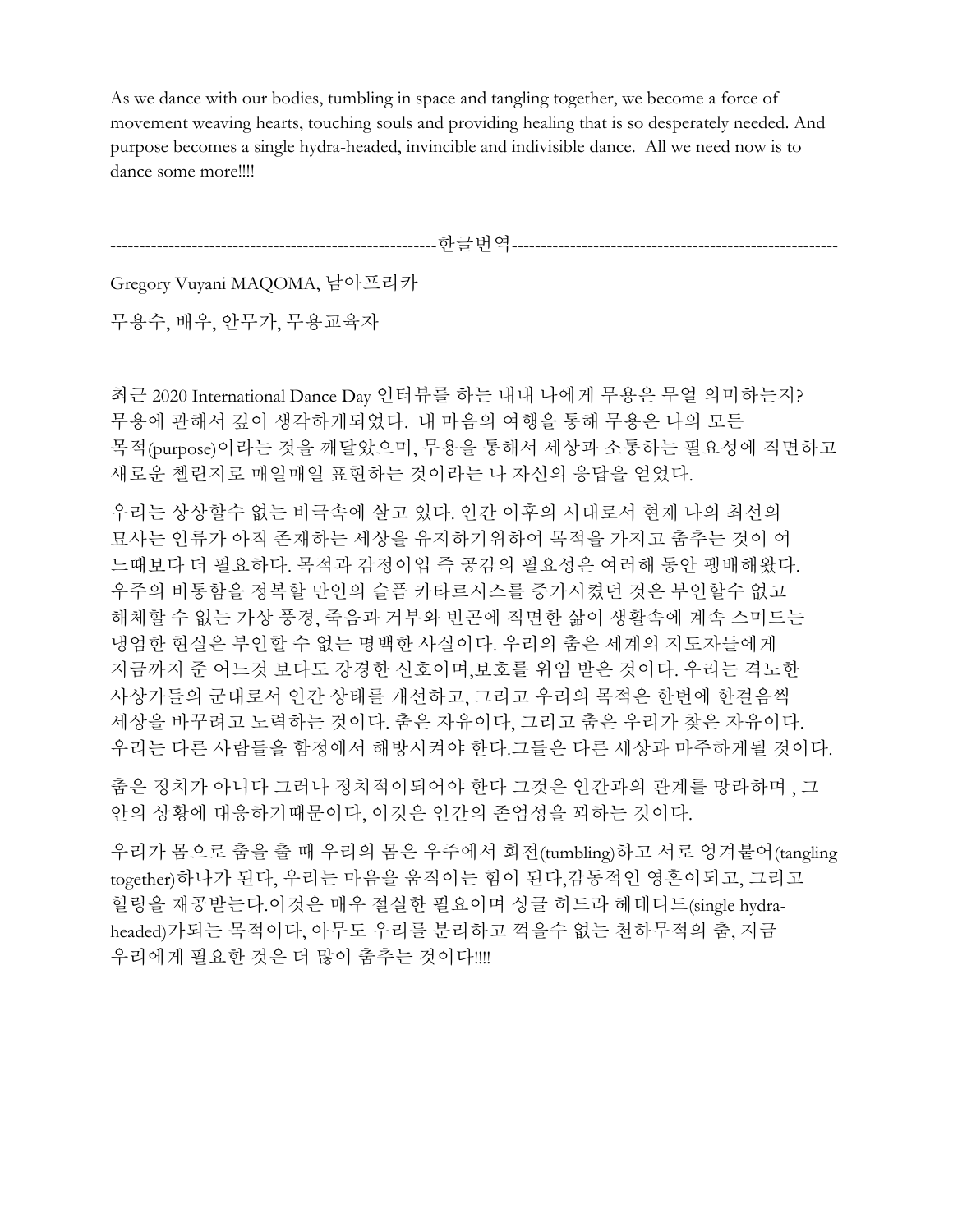As we dance with our bodies, tumbling in space and tangling together, we become a force of movement weaving hearts, touching souls and providing healing that is so desperately needed. And purpose becomes a single hydra-headed, invincible and indivisible dance. All we need now is to dance some more!!!!

---------------------------------------------------------한글번역---------------------------------------------------------

Gregory Vuyani MAQOMA, 남아프리카

무용수, 배우, 안무가, 무용교육자

최근 2020 International Dance Day 인터뷰를 하는 내내 나에게 무용은 무얼 의미하는지? 무용에 관해서 깊이 생각하게되었다. 내 마음의 여행을 통해 무용은 나의 모든 목적(purpose)이라는 것을 깨달았으며, 무용을 통해서 세상과 소통하는 필요성에 직면하고 새로운 첼린지로 매일매일 표현하는 것이라는 나 자신의 응답을 얻었다.

우리는 상상할수 없는 비극속에 살고 있다. 인간 이후의 시대로서 현재 나의 최선의 묘사는 인류가 아직 존재하는 세상을 유지하기위하여 목적을 가지고 춤추는 것이 여느때보다 더 필요하다. 목적과 감정이입 즉 공감의 필요성은 여러해 동안 팽배해왔다. 우주의 비통함을 정복할 만인의 슬픔 카타르시스를 증가시켰던 것은 부인할수 없고 해체할 수 없는 가상 풍경, 죽음과 거부와 빈곤에 직면한 삶이 생활속에 계속 스며드는 냉엄한 현실은 부인할 수 없는 명백한 사실이다. 우리의 춤은 세계의 지도자들에게 지금까지 준 어느것 보다도 강경한 신호이며,보호를 위임 받은 것이다. 우리는 격노한 사상가들의 군대로서 인간 상태를 개선하고, 그리고 우리의 목적은 한번에 한걸음씩 세상을 바꾸려고 노력하는 것이다. 춤은 자유이다, 그리고 춤은 우리가 찾은 자유이다. 우리는 다른 사람들을 함정에서 해방시켜야 한다.그들은 다른 세상과 마주하게될 것이다.

춤은 정치가 아니다 그러나 정치적이되어야 한다 그것은 인간과의 관계를 망라하며 , 그 안의 상황에 대응하기때문이다, 이것은 인간의 존엄성을 꾀하는 것이다.

우리가 몸으로 춤을 출 때 우리의 몸은 우주에서 회전(tumbling)하고 서로 엉겨붙어(tangling together)하나가 된다, 우리는 마음을 움직이는 힘이 된다,감동적인 영혼이되고, 그리고 힐링을 재공받는다.이것은 매우 절실한 필요이며 싱글 히드라 헤데디드(single hydra-headed)가되는 목적이다, 아무도 우리를 분리하고 꺽을수 없는 천하무적의 춤, 지금 우리에게 필요한 것은 더 많이 춤추는 것이다!!!!